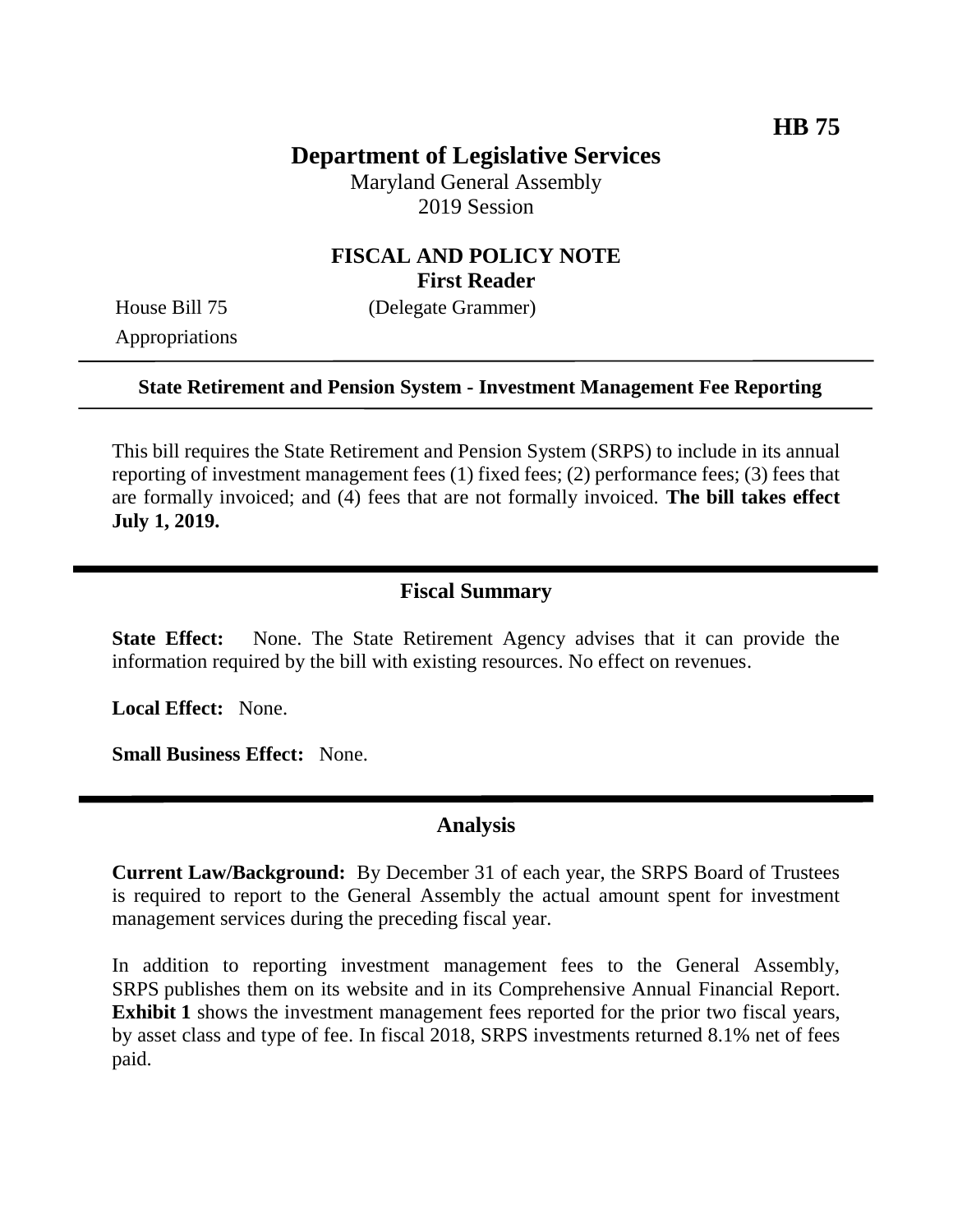**HB 75**

# Department of Legislative Services

Maryland General Assembly
2019 Session

## FISCAL AND POLICY NOTE
**First Reader**

House Bill 75 (Delegate Grammer)
Appropriations

---

**State Retirement and Pension System - Investment Management Fee Reporting**

---

This bill requires the State Retirement and Pension System (SRPS) to include in its annual reporting of investment management fees (1) fixed fees; (2) performance fees; (3) fees that are formally invoiced; and (4) fees that are not formally invoiced. **The bill takes effect July 1, 2019.**

## Fiscal Summary

**State Effect:** None. The State Retirement Agency advises that it can provide the information required by the bill with existing resources. No effect on revenues.

**Local Effect:** None.

**Small Business Effect:** None.

## Analysis

**Current Law/Background:** By December 31 of each year, the SRPS Board of Trustees is required to report to the General Assembly the actual amount spent for investment management services during the preceding fiscal year.

In addition to reporting investment management fees to the General Assembly, SRPS publishes them on its website and in its Comprehensive Annual Financial Report. **Exhibit 1** shows the investment management fees reported for the prior two fiscal years, by asset class and type of fee. In fiscal 2018, SRPS investments returned 8.1% net of fees paid.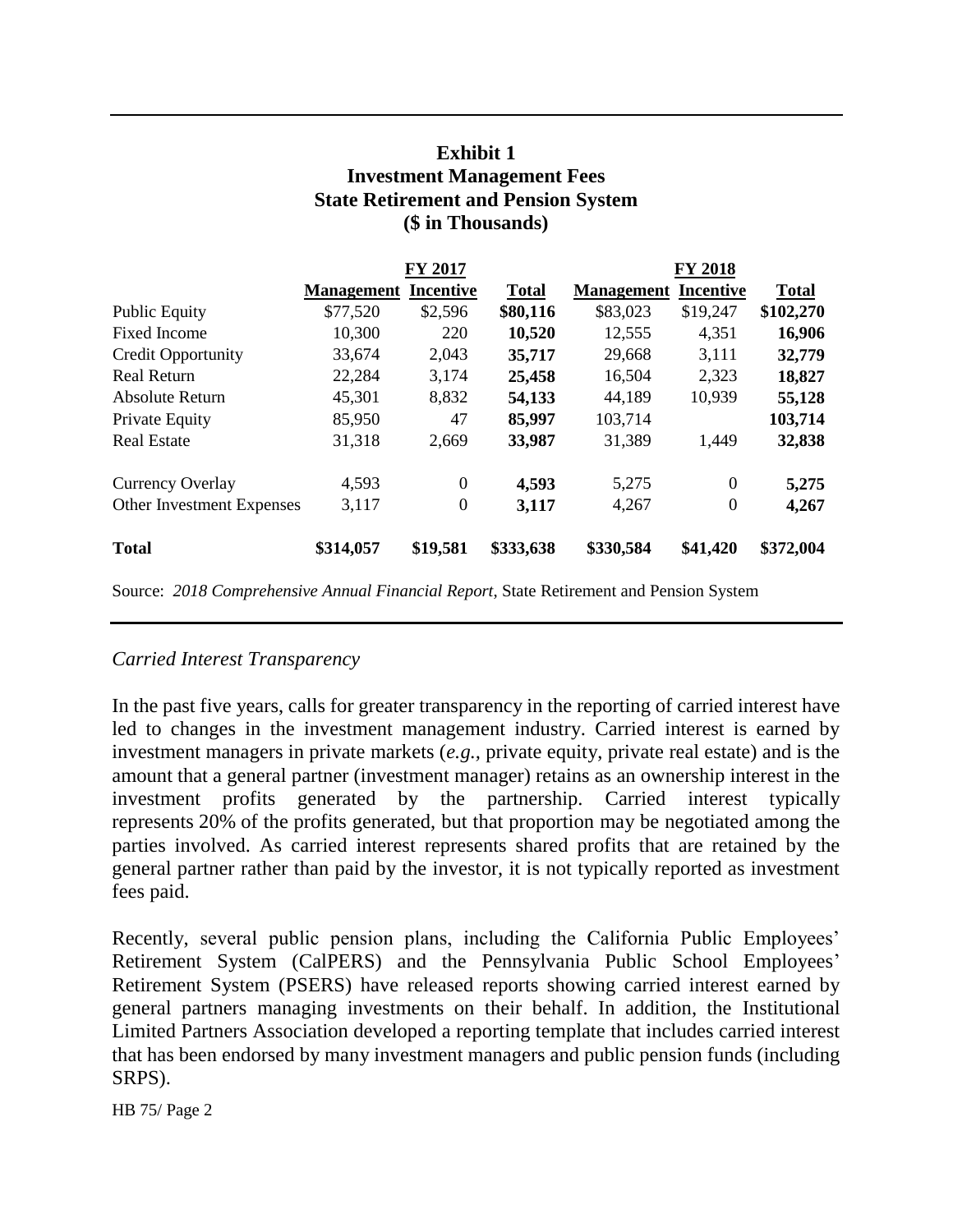**Exhibit 1**
**Investment Management Fees**
**State Retirement and Pension System**
**($ in Thousands)**

| | FY 2017 | | | FY 2018 | | |
|---|---|---|---|---|---|---|
| | **Management** | **Incentive** | **Total** | **Management** | **Incentive** | **Total** |
| Public Equity | $77,520 | $2,596 | **$80,116** | $83,023 | $19,247 | **$102,270** |
| Fixed Income | 10,300 | 220 | **10,520** | 12,555 | 4,351 | **16,906** |
| Credit Opportunity | 33,674 | 2,043 | **35,717** | 29,668 | 3,111 | **32,779** |
| Real Return | 22,284 | 3,174 | **25,458** | 16,504 | 2,323 | **18,827** |
| Absolute Return | 45,301 | 8,832 | **54,133** | 44,189 | 10,939 | **55,128** |
| Private Equity | 85,950 | 47 | **85,997** | 103,714 | | **103,714** |
| Real Estate | 31,318 | 2,669 | **33,987** | 31,389 | 1,449 | **32,838** |
| Currency Overlay | 4,593 | 0 | **4,593** | 5,275 | 0 | **5,275** |
| Other Investment Expenses | 3,117 | 0 | **3,117** | 4,267 | 0 | **4,267** |
| **Total** | **$314,057** | **$19,581** | **$333,638** | **$330,584** | **$41,420** | **$372,004** |

Source: *2018 Comprehensive Annual Financial Report*, State Retirement and Pension System

*Carried Interest Transparency*

In the past five years, calls for greater transparency in the reporting of carried interest have led to changes in the investment management industry. Carried interest is earned by investment managers in private markets (*e.g.*, private equity, private real estate) and is the amount that a general partner (investment manager) retains as an ownership interest in the investment profits generated by the partnership. Carried interest typically represents 20% of the profits generated, but that proportion may be negotiated among the parties involved. As carried interest represents shared profits that are retained by the general partner rather than paid by the investor, it is not typically reported as investment fees paid.

Recently, several public pension plans, including the California Public Employees' Retirement System (CalPERS) and the Pennsylvania Public School Employees' Retirement System (PSERS) have released reports showing carried interest earned by general partners managing investments on their behalf. In addition, the Institutional Limited Partners Association developed a reporting template that includes carried interest that has been endorsed by many investment managers and public pension funds (including SRPS).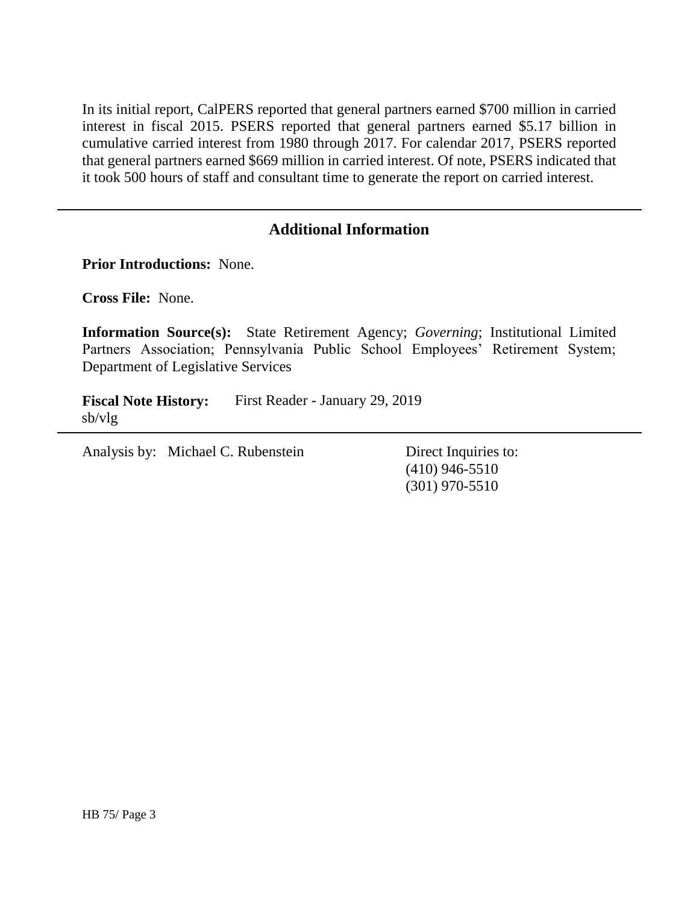In its initial report, CalPERS reported that general partners earned $700 million in carried interest in fiscal 2015. PSERS reported that general partners earned $5.17 billion in cumulative carried interest from 1980 through 2017. For calendar 2017, PSERS reported that general partners earned $669 million in carried interest. Of note, PSERS indicated that it took 500 hours of staff and consultant time to generate the report on carried interest.

---

## Additional Information

**Prior Introductions:** None.

**Cross File:** None.

**Information Source(s):** State Retirement Agency; *Governing*; Institutional Limited Partners Association; Pennsylvania Public School Employees' Retirement System; Department of Legislative Services

**Fiscal Note History:** First Reader - January 29, 2019
sb/vlg

---

Analysis by: Michael C. Rubenstein

Direct Inquiries to:
(410) 946-5510
(301) 970-5510